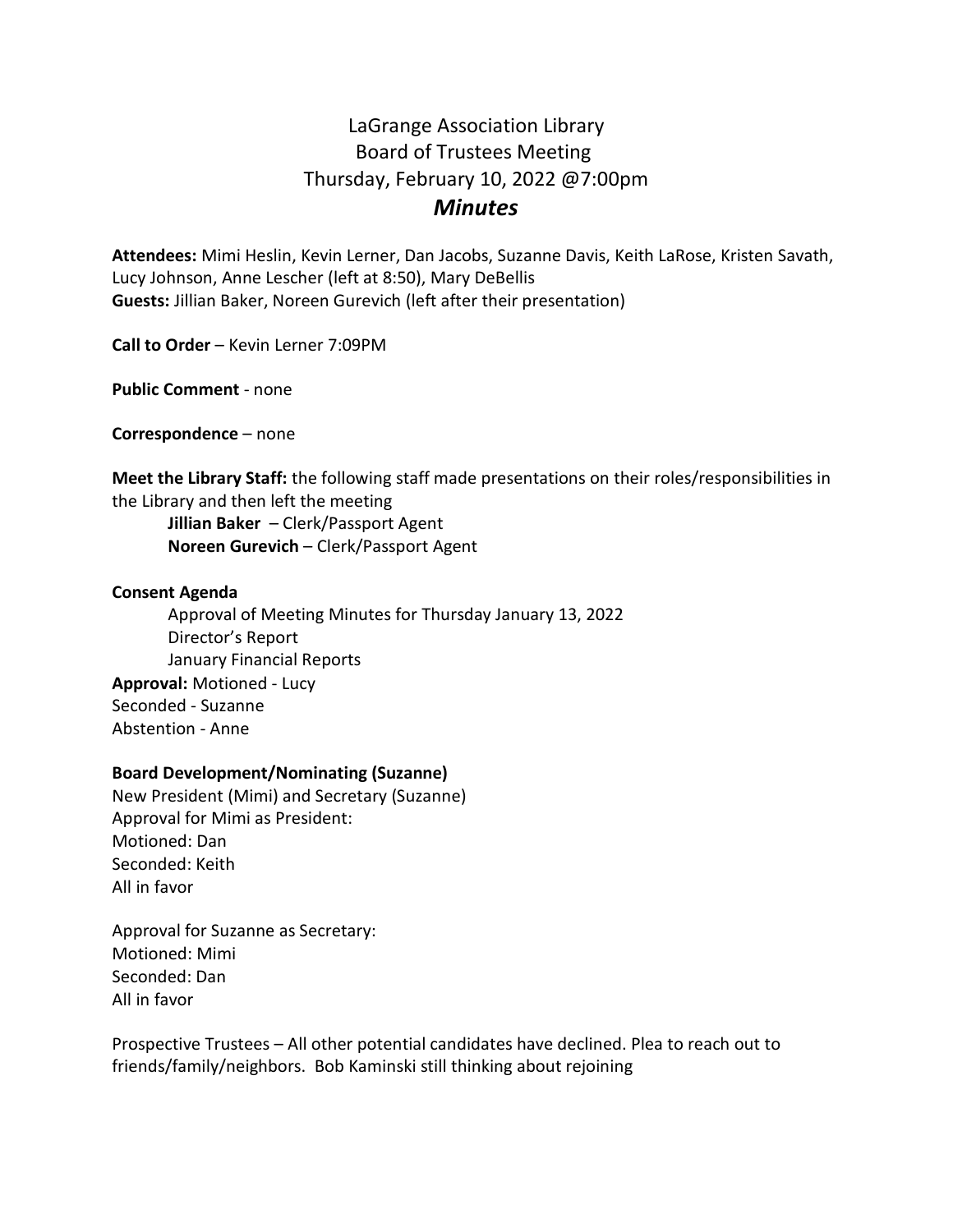# LaGrange Association Library
## Board of Trustees Meeting
### Thursday, February 10, 2022 @7:00pm
## *Minutes*

**Attendees:** Mimi Heslin, Kevin Lerner, Dan Jacobs, Suzanne Davis, Keith LaRose, Kristen Savath, Lucy Johnson, Anne Lescher (left at 8:50), Mary DeBellis
**Guests:** Jillian Baker, Noreen Gurevich (left after their presentation)

**Call to Order** – Kevin Lerner 7:09PM

**Public Comment** - none

**Correspondence** – none

**Meet the Library Staff:** the following staff made presentations on their roles/responsibilities in the Library and then left the meeting

- **Jillian Baker** – Clerk/Passport Agent
- **Noreen Gurevich** – Clerk/Passport Agent

**Consent Agenda**

- Approval of Meeting Minutes for Thursday January 13, 2022
- Director's Report
- January Financial Reports

**Approval:** Motioned - Lucy
Seconded - Suzanne
Abstention - Anne

**Board Development/Nominating (Suzanne)**
New President (Mimi) and Secretary (Suzanne)
Approval for Mimi as President:
Motioned: Dan
Seconded: Keith
All in favor

Approval for Suzanne as Secretary:
Motioned: Mimi
Seconded: Dan
All in favor

Prospective Trustees – All other potential candidates have declined. Plea to reach out to friends/family/neighbors. Bob Kaminski still thinking about rejoining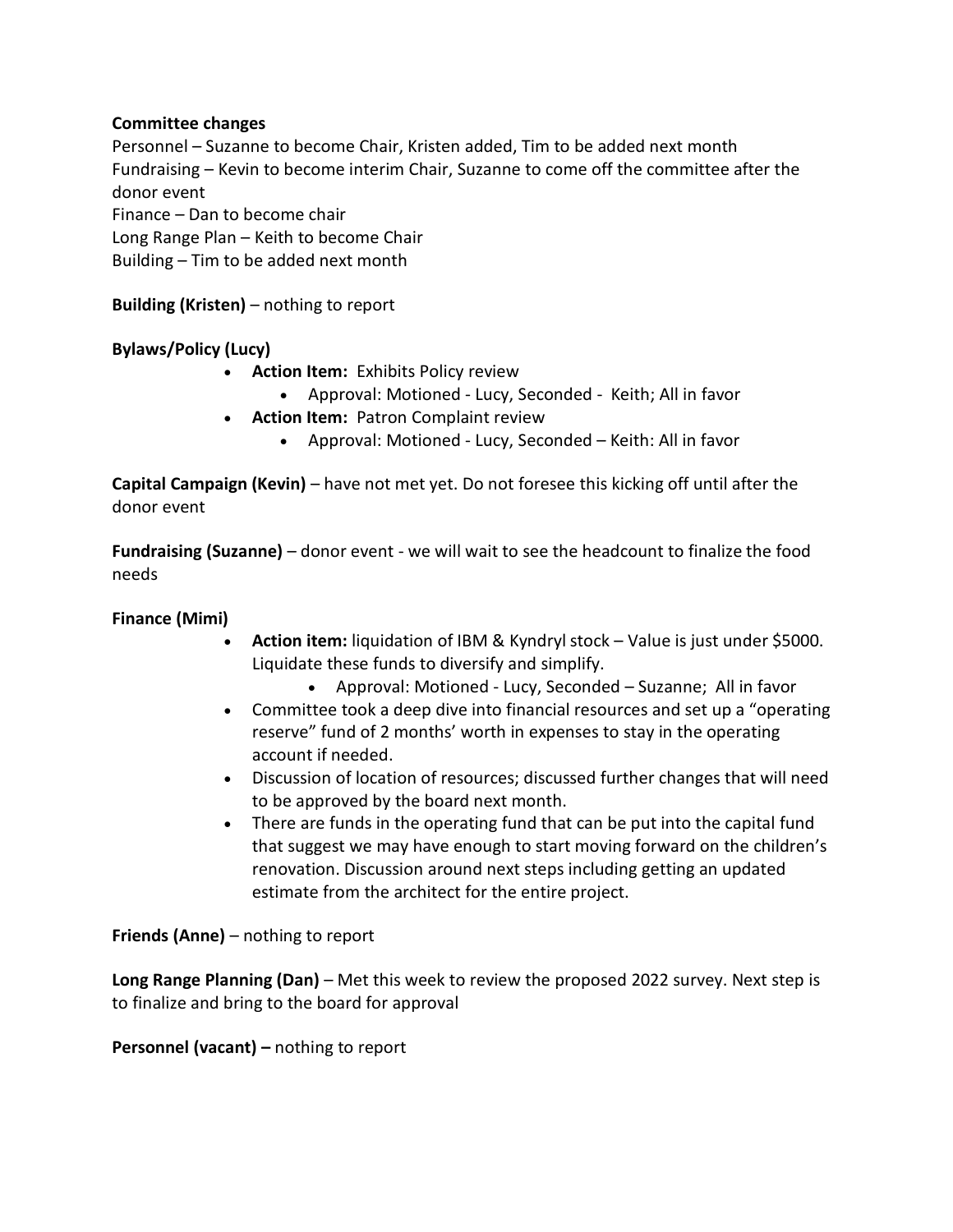**Committee changes**

Personnel – Suzanne to become Chair, Kristen added, Tim to be added next month
Fundraising – Kevin to become interim Chair, Suzanne to come off the committee after the donor event
Finance – Dan to become chair
Long Range Plan – Keith to become Chair
Building – Tim to be added next month

**Building (Kristen)** – nothing to report

**Bylaws/Policy (Lucy)**

- **Action Item:** Exhibits Policy review
  - Approval: Motioned - Lucy, Seconded - Keith; All in favor
- **Action Item:** Patron Complaint review
  - Approval: Motioned - Lucy, Seconded – Keith: All in favor

**Capital Campaign (Kevin)** – have not met yet. Do not foresee this kicking off until after the donor event

**Fundraising (Suzanne)** – donor event - we will wait to see the headcount to finalize the food needs

**Finance (Mimi)**

- **Action item:** liquidation of IBM & Kyndryl stock – Value is just under $5000. Liquidate these funds to diversify and simplify.
  - Approval: Motioned - Lucy, Seconded – Suzanne; All in favor
- Committee took a deep dive into financial resources and set up a "operating reserve" fund of 2 months' worth in expenses to stay in the operating account if needed.
- Discussion of location of resources; discussed further changes that will need to be approved by the board next month.
- There are funds in the operating fund that can be put into the capital fund that suggest we may have enough to start moving forward on the children's renovation. Discussion around next steps including getting an updated estimate from the architect for the entire project.

**Friends (Anne)** – nothing to report

**Long Range Planning (Dan)** – Met this week to review the proposed 2022 survey. Next step is to finalize and bring to the board for approval

**Personnel (vacant) –** nothing to report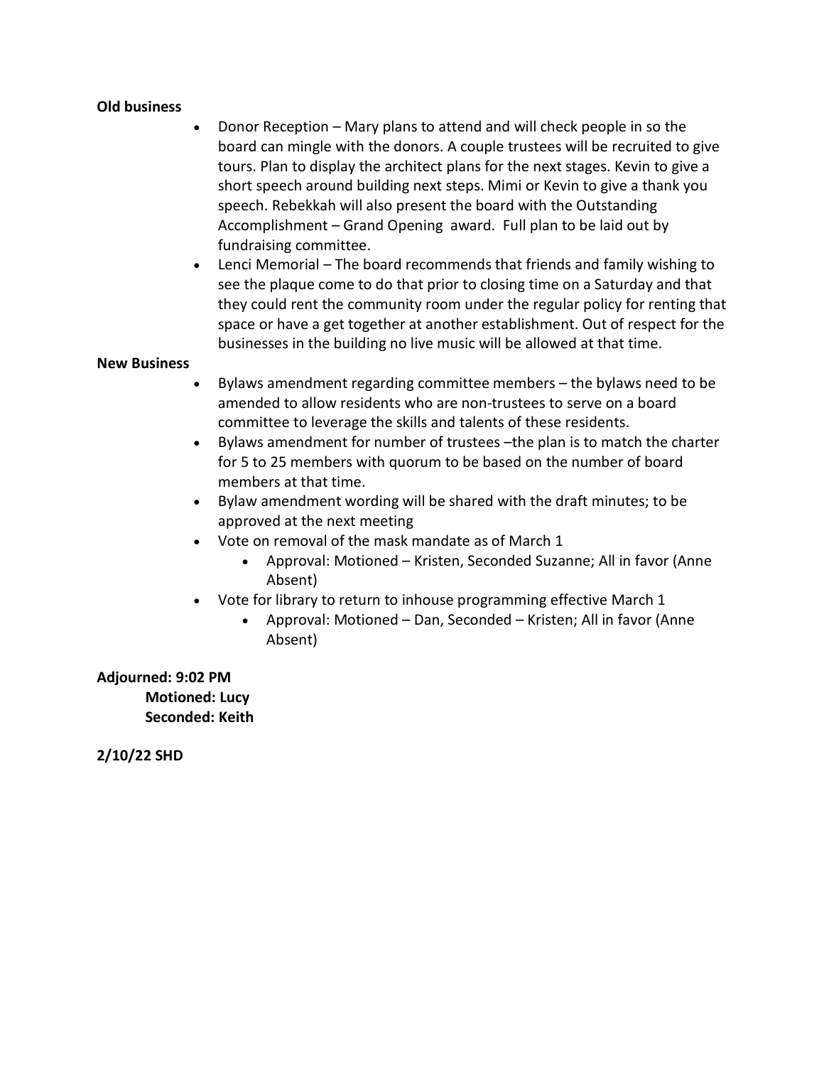**Old business**

- Donor Reception – Mary plans to attend and will check people in so the board can mingle with the donors. A couple trustees will be recruited to give tours. Plan to display the architect plans for the next stages. Kevin to give a short speech around building next steps. Mimi or Kevin to give a thank you speech. Rebekkah will also present the board with the Outstanding Accomplishment – Grand Opening award. Full plan to be laid out by fundraising committee.
- Lenci Memorial – The board recommends that friends and family wishing to see the plaque come to do that prior to closing time on a Saturday and that they could rent the community room under the regular policy for renting that space or have a get together at another establishment. Out of respect for the businesses in the building no live music will be allowed at that time.

**New Business**

- Bylaws amendment regarding committee members – the bylaws need to be amended to allow residents who are non-trustees to serve on a board committee to leverage the skills and talents of these residents.
- Bylaws amendment for number of trustees –the plan is to match the charter for 5 to 25 members with quorum to be based on the number of board members at that time.
- Bylaw amendment wording will be shared with the draft minutes; to be approved at the next meeting
- Vote on removal of the mask mandate as of March 1
    - Approval: Motioned – Kristen, Seconded Suzanne; All in favor (Anne Absent)
- Vote for library to return to inhouse programming effective March 1
    - Approval: Motioned – Dan, Seconded – Kristen; All in favor (Anne Absent)

**Adjourned: 9:02 PM**
**Motioned: Lucy**
**Seconded: Keith**

**2/10/22 SHD**